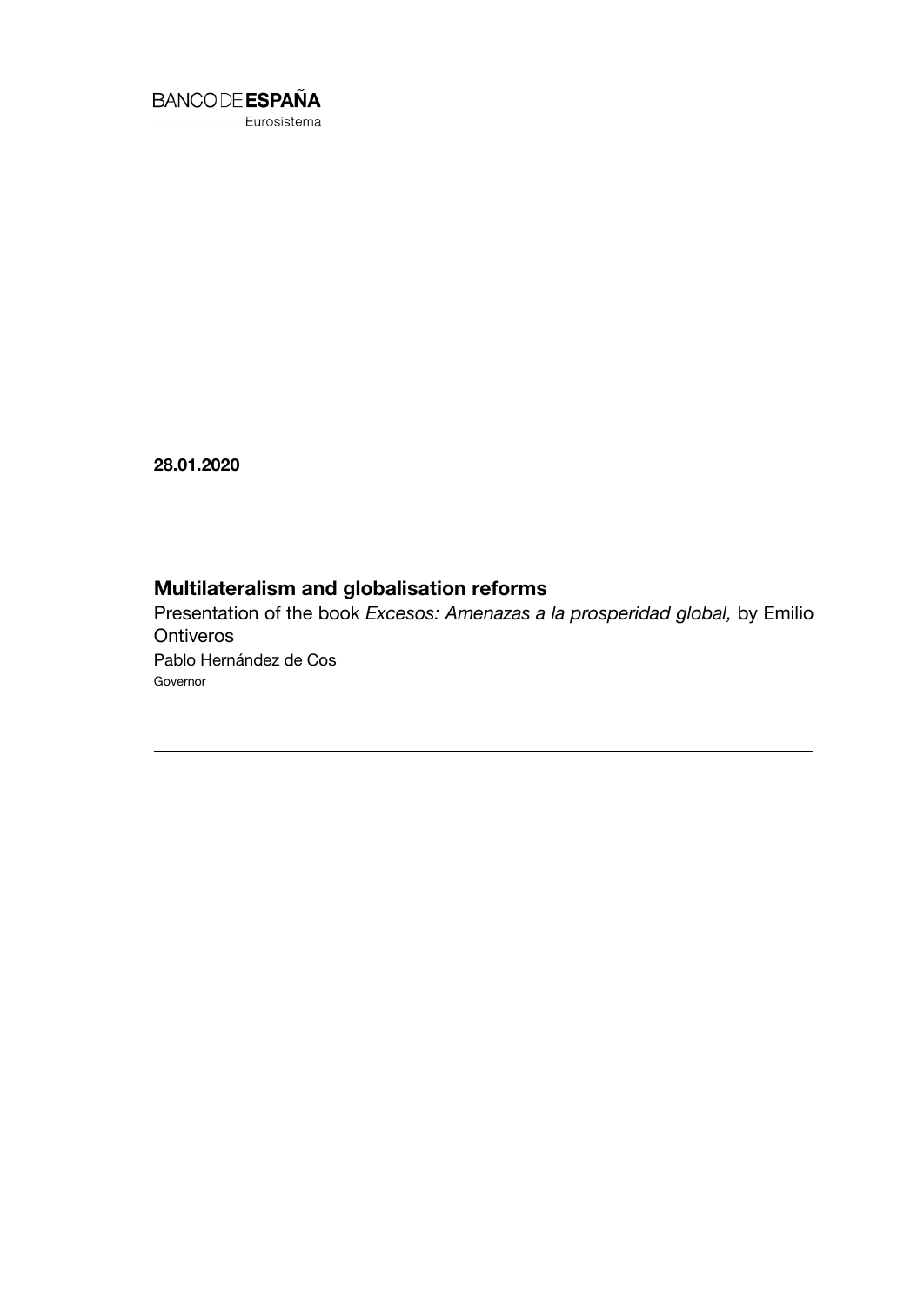BANCO DE **ESPAÑA**
Eurosistema

---

**28.01.2020**

# Multilateralism and globalisation reforms

Presentation of the book *Excesos: Amenazas a la prosperidad global,* by Emilio Ontiveros

Pablo Hernández de Cos

Governor

---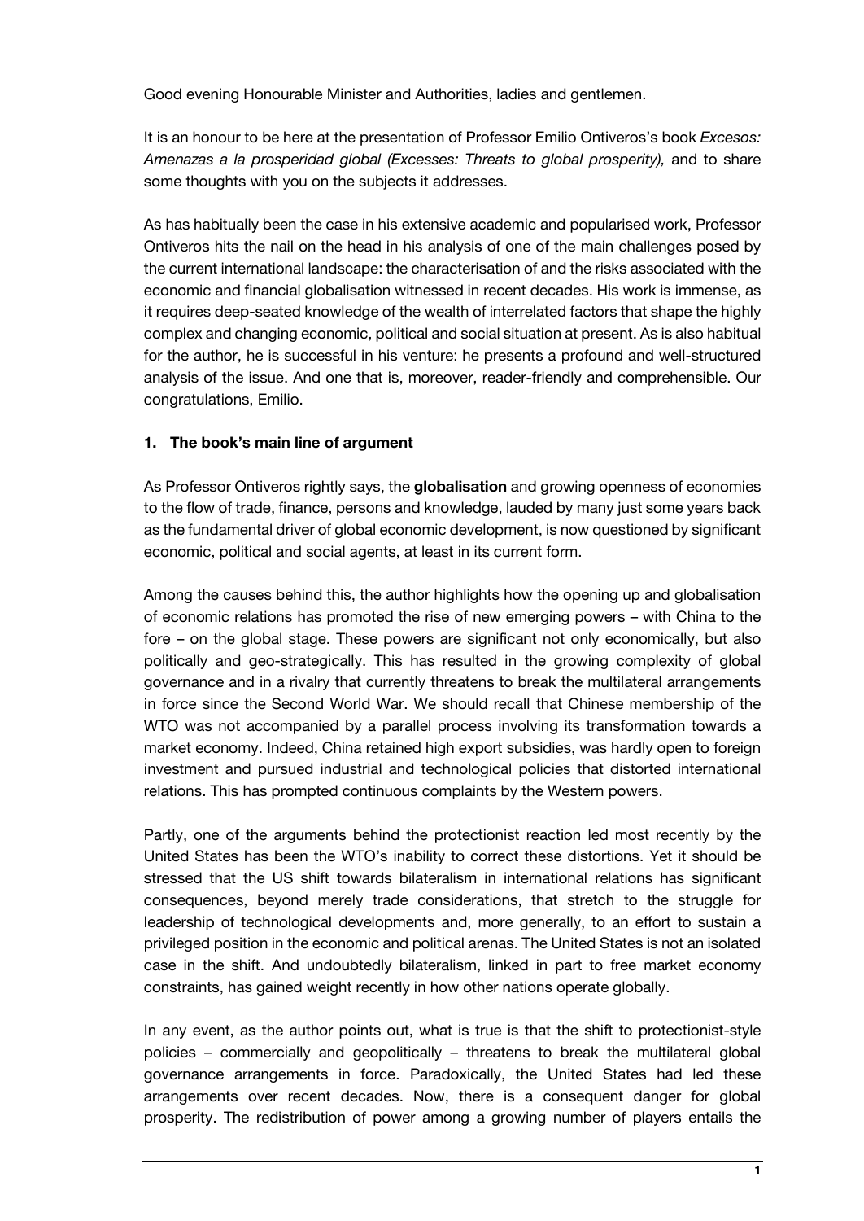Good evening Honourable Minister and Authorities, ladies and gentlemen.

It is an honour to be here at the presentation of Professor Emilio Ontiveros's book *Excesos: Amenazas a la prosperidad global (Excesses: Threats to global prosperity),* and to share some thoughts with you on the subjects it addresses.

As has habitually been the case in his extensive academic and popularised work, Professor Ontiveros hits the nail on the head in his analysis of one of the main challenges posed by the current international landscape: the characterisation of and the risks associated with the economic and financial globalisation witnessed in recent decades. His work is immense, as it requires deep-seated knowledge of the wealth of interrelated factors that shape the highly complex and changing economic, political and social situation at present. As is also habitual for the author, he is successful in his venture: he presents a profound and well-structured analysis of the issue. And one that is, moreover, reader-friendly and comprehensible. Our congratulations, Emilio.

## 1. The book's main line of argument

As Professor Ontiveros rightly says, the **globalisation** and growing openness of economies to the flow of trade, finance, persons and knowledge, lauded by many just some years back as the fundamental driver of global economic development, is now questioned by significant economic, political and social agents, at least in its current form.

Among the causes behind this, the author highlights how the opening up and globalisation of economic relations has promoted the rise of new emerging powers – with China to the fore – on the global stage. These powers are significant not only economically, but also politically and geo-strategically. This has resulted in the growing complexity of global governance and in a rivalry that currently threatens to break the multilateral arrangements in force since the Second World War. We should recall that Chinese membership of the WTO was not accompanied by a parallel process involving its transformation towards a market economy. Indeed, China retained high export subsidies, was hardly open to foreign investment and pursued industrial and technological policies that distorted international relations. This has prompted continuous complaints by the Western powers.

Partly, one of the arguments behind the protectionist reaction led most recently by the United States has been the WTO's inability to correct these distortions. Yet it should be stressed that the US shift towards bilateralism in international relations has significant consequences, beyond merely trade considerations, that stretch to the struggle for leadership of technological developments and, more generally, to an effort to sustain a privileged position in the economic and political arenas. The United States is not an isolated case in the shift. And undoubtedly bilateralism, linked in part to free market economy constraints, has gained weight recently in how other nations operate globally.

In any event, as the author points out, what is true is that the shift to protectionist-style policies – commercially and geopolitically – threatens to break the multilateral global governance arrangements in force. Paradoxically, the United States had led these arrangements over recent decades. Now, there is a consequent danger for global prosperity. The redistribution of power among a growing number of players entails the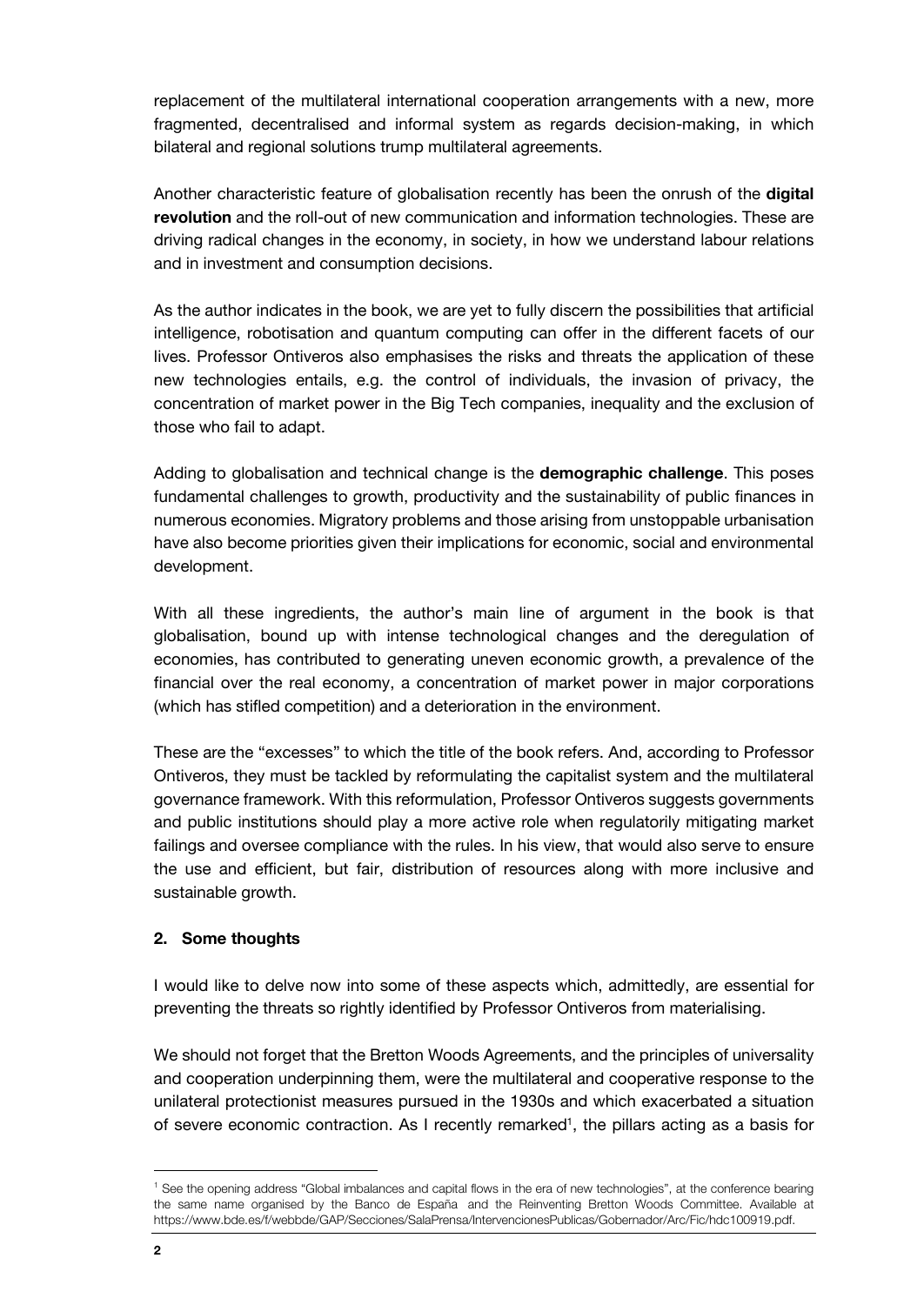replacement of the multilateral international cooperation arrangements with a new, more fragmented, decentralised and informal system as regards decision-making, in which bilateral and regional solutions trump multilateral agreements.

Another characteristic feature of globalisation recently has been the onrush of the **digital revolution** and the roll-out of new communication and information technologies. These are driving radical changes in the economy, in society, in how we understand labour relations and in investment and consumption decisions.

As the author indicates in the book, we are yet to fully discern the possibilities that artificial intelligence, robotisation and quantum computing can offer in the different facets of our lives. Professor Ontiveros also emphasises the risks and threats the application of these new technologies entails, e.g. the control of individuals, the invasion of privacy, the concentration of market power in the Big Tech companies, inequality and the exclusion of those who fail to adapt.

Adding to globalisation and technical change is the **demographic challenge**. This poses fundamental challenges to growth, productivity and the sustainability of public finances in numerous economies. Migratory problems and those arising from unstoppable urbanisation have also become priorities given their implications for economic, social and environmental development.

With all these ingredients, the author's main line of argument in the book is that globalisation, bound up with intense technological changes and the deregulation of economies, has contributed to generating uneven economic growth, a prevalence of the financial over the real economy, a concentration of market power in major corporations (which has stifled competition) and a deterioration in the environment.

These are the "excesses" to which the title of the book refers. And, according to Professor Ontiveros, they must be tackled by reformulating the capitalist system and the multilateral governance framework. With this reformulation, Professor Ontiveros suggests governments and public institutions should play a more active role when regulatorily mitigating market failings and oversee compliance with the rules. In his view, that would also serve to ensure the use and efficient, but fair, distribution of resources along with more inclusive and sustainable growth.

## 2. Some thoughts

I would like to delve now into some of these aspects which, admittedly, are essential for preventing the threats so rightly identified by Professor Ontiveros from materialising.

We should not forget that the Bretton Woods Agreements, and the principles of universality and cooperation underpinning them, were the multilateral and cooperative response to the unilateral protectionist measures pursued in the 1930s and which exacerbated a situation of severe economic contraction. As I recently remarked[1], the pillars acting as a basis for

[1] See the opening address "Global imbalances and capital flows in the era of new technologies", at the conference bearing the same name organised by the Banco de España and the Reinventing Bretton Woods Committee. Available at https://www.bde.es/f/webbde/GAP/Secciones/SalaPrensa/IntervencionesPublicas/Gobernador/Arc/Fic/hdc100919.pdf.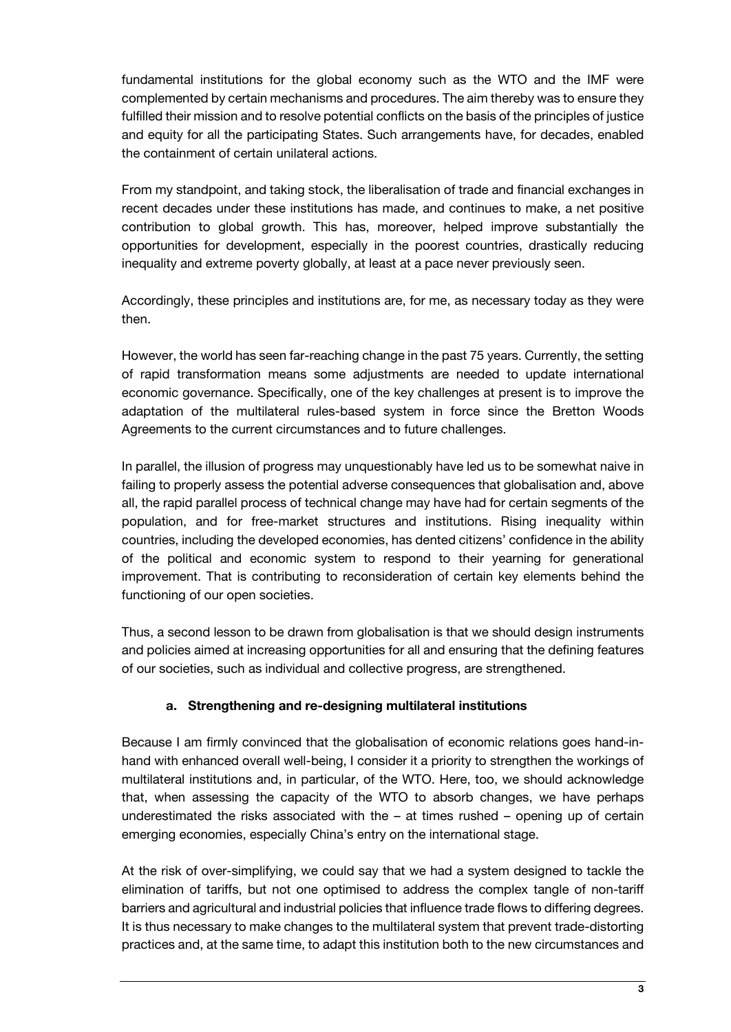fundamental institutions for the global economy such as the WTO and the IMF were complemented by certain mechanisms and procedures. The aim thereby was to ensure they fulfilled their mission and to resolve potential conflicts on the basis of the principles of justice and equity for all the participating States. Such arrangements have, for decades, enabled the containment of certain unilateral actions.

From my standpoint, and taking stock, the liberalisation of trade and financial exchanges in recent decades under these institutions has made, and continues to make, a net positive contribution to global growth. This has, moreover, helped improve substantially the opportunities for development, especially in the poorest countries, drastically reducing inequality and extreme poverty globally, at least at a pace never previously seen.

Accordingly, these principles and institutions are, for me, as necessary today as they were then.

However, the world has seen far-reaching change in the past 75 years. Currently, the setting of rapid transformation means some adjustments are needed to update international economic governance. Specifically, one of the key challenges at present is to improve the adaptation of the multilateral rules-based system in force since the Bretton Woods Agreements to the current circumstances and to future challenges.

In parallel, the illusion of progress may unquestionably have led us to be somewhat naive in failing to properly assess the potential adverse consequences that globalisation and, above all, the rapid parallel process of technical change may have had for certain segments of the population, and for free-market structures and institutions. Rising inequality within countries, including the developed economies, has dented citizens' confidence in the ability of the political and economic system to respond to their yearning for generational improvement. That is contributing to reconsideration of certain key elements behind the functioning of our open societies.

Thus, a second lesson to be drawn from globalisation is that we should design instruments and policies aimed at increasing opportunities for all and ensuring that the defining features of our societies, such as individual and collective progress, are strengthened.

### a. Strengthening and re-designing multilateral institutions

Because I am firmly convinced that the globalisation of economic relations goes hand-in-hand with enhanced overall well-being, I consider it a priority to strengthen the workings of multilateral institutions and, in particular, of the WTO. Here, too, we should acknowledge that, when assessing the capacity of the WTO to absorb changes, we have perhaps underestimated the risks associated with the – at times rushed – opening up of certain emerging economies, especially China's entry on the international stage.

At the risk of over-simplifying, we could say that we had a system designed to tackle the elimination of tariffs, but not one optimised to address the complex tangle of non-tariff barriers and agricultural and industrial policies that influence trade flows to differing degrees. It is thus necessary to make changes to the multilateral system that prevent trade-distorting practices and, at the same time, to adapt this institution both to the new circumstances and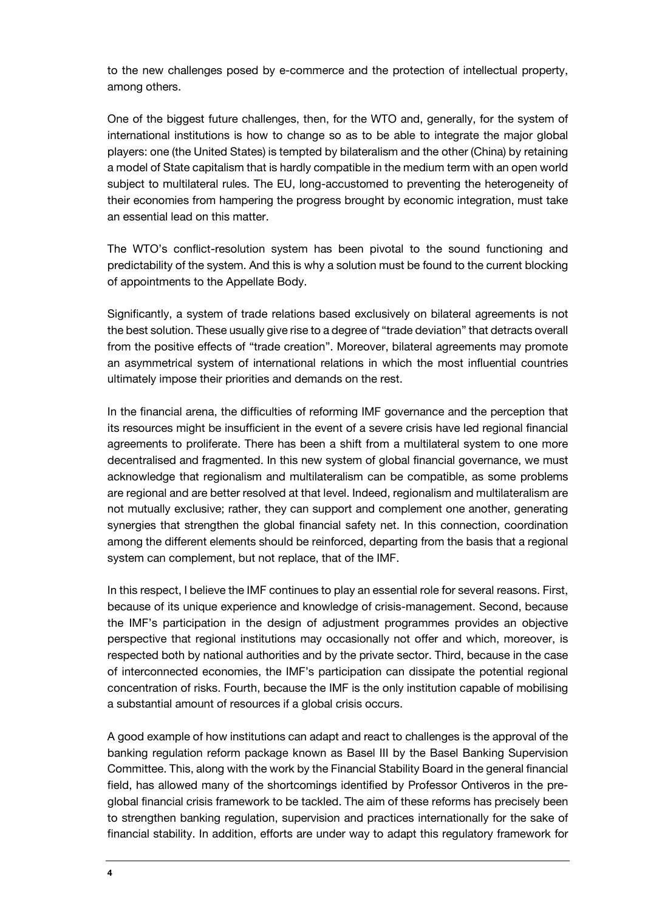to the new challenges posed by e-commerce and the protection of intellectual property, among others.

One of the biggest future challenges, then, for the WTO and, generally, for the system of international institutions is how to change so as to be able to integrate the major global players: one (the United States) is tempted by bilateralism and the other (China) by retaining a model of State capitalism that is hardly compatible in the medium term with an open world subject to multilateral rules. The EU, long-accustomed to preventing the heterogeneity of their economies from hampering the progress brought by economic integration, must take an essential lead on this matter.

The WTO's conflict-resolution system has been pivotal to the sound functioning and predictability of the system. And this is why a solution must be found to the current blocking of appointments to the Appellate Body.

Significantly, a system of trade relations based exclusively on bilateral agreements is not the best solution. These usually give rise to a degree of "trade deviation" that detracts overall from the positive effects of "trade creation". Moreover, bilateral agreements may promote an asymmetrical system of international relations in which the most influential countries ultimately impose their priorities and demands on the rest.

In the financial arena, the difficulties of reforming IMF governance and the perception that its resources might be insufficient in the event of a severe crisis have led regional financial agreements to proliferate. There has been a shift from a multilateral system to one more decentralised and fragmented. In this new system of global financial governance, we must acknowledge that regionalism and multilateralism can be compatible, as some problems are regional and are better resolved at that level. Indeed, regionalism and multilateralism are not mutually exclusive; rather, they can support and complement one another, generating synergies that strengthen the global financial safety net. In this connection, coordination among the different elements should be reinforced, departing from the basis that a regional system can complement, but not replace, that of the IMF.

In this respect, I believe the IMF continues to play an essential role for several reasons. First, because of its unique experience and knowledge of crisis-management. Second, because the IMF's participation in the design of adjustment programmes provides an objective perspective that regional institutions may occasionally not offer and which, moreover, is respected both by national authorities and by the private sector. Third, because in the case of interconnected economies, the IMF's participation can dissipate the potential regional concentration of risks. Fourth, because the IMF is the only institution capable of mobilising a substantial amount of resources if a global crisis occurs.

A good example of how institutions can adapt and react to challenges is the approval of the banking regulation reform package known as Basel III by the Basel Banking Supervision Committee. This, along with the work by the Financial Stability Board in the general financial field, has allowed many of the shortcomings identified by Professor Ontiveros in the pre-global financial crisis framework to be tackled. The aim of these reforms has precisely been to strengthen banking regulation, supervision and practices internationally for the sake of financial stability. In addition, efforts are under way to adapt this regulatory framework for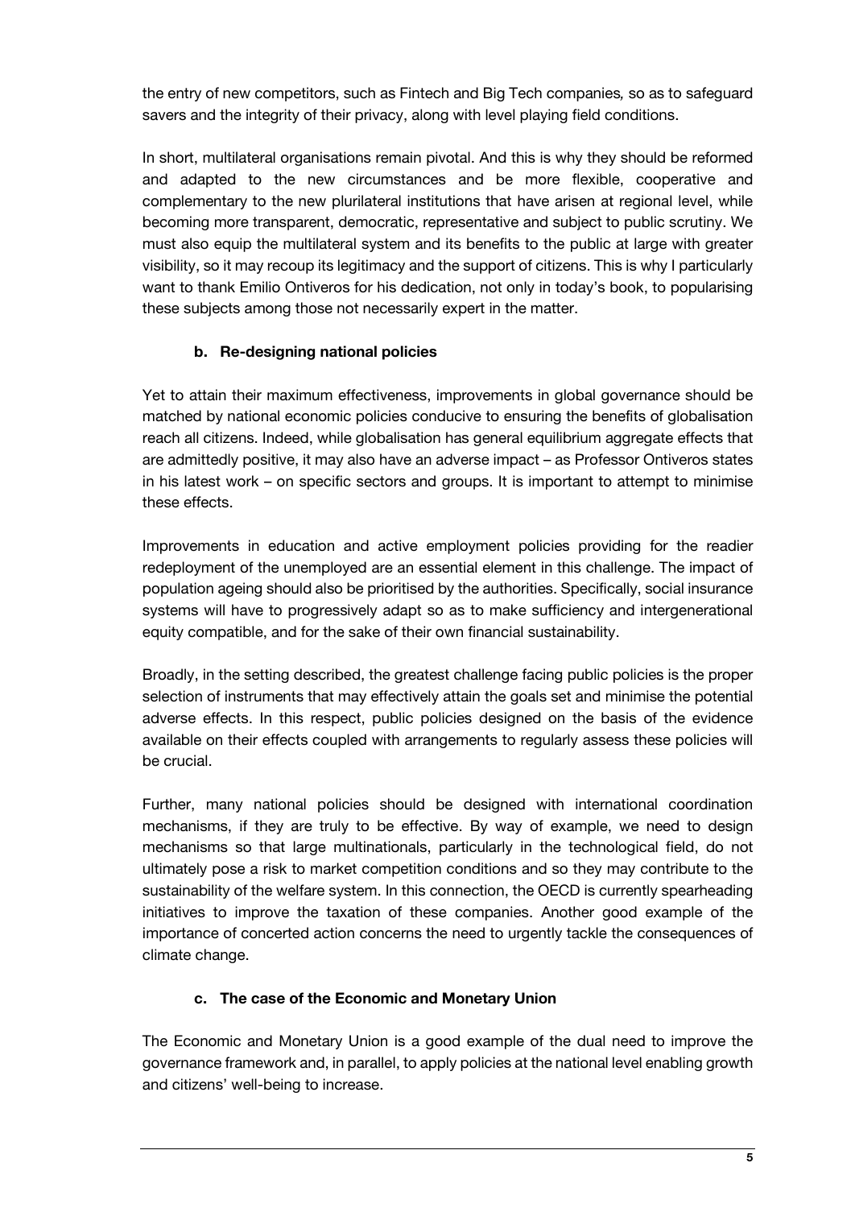the entry of new competitors, such as Fintech and Big Tech companies, so as to safeguard savers and the integrity of their privacy, along with level playing field conditions.

In short, multilateral organisations remain pivotal. And this is why they should be reformed and adapted to the new circumstances and be more flexible, cooperative and complementary to the new plurilateral institutions that have arisen at regional level, while becoming more transparent, democratic, representative and subject to public scrutiny. We must also equip the multilateral system and its benefits to the public at large with greater visibility, so it may recoup its legitimacy and the support of citizens. This is why I particularly want to thank Emilio Ontiveros for his dedication, not only in today's book, to popularising these subjects among those not necessarily expert in the matter.

### b. Re-designing national policies

Yet to attain their maximum effectiveness, improvements in global governance should be matched by national economic policies conducive to ensuring the benefits of globalisation reach all citizens. Indeed, while globalisation has general equilibrium aggregate effects that are admittedly positive, it may also have an adverse impact – as Professor Ontiveros states in his latest work – on specific sectors and groups. It is important to attempt to minimise these effects.

Improvements in education and active employment policies providing for the readier redeployment of the unemployed are an essential element in this challenge. The impact of population ageing should also be prioritised by the authorities. Specifically, social insurance systems will have to progressively adapt so as to make sufficiency and intergenerational equity compatible, and for the sake of their own financial sustainability.

Broadly, in the setting described, the greatest challenge facing public policies is the proper selection of instruments that may effectively attain the goals set and minimise the potential adverse effects. In this respect, public policies designed on the basis of the evidence available on their effects coupled with arrangements to regularly assess these policies will be crucial.

Further, many national policies should be designed with international coordination mechanisms, if they are truly to be effective. By way of example, we need to design mechanisms so that large multinationals, particularly in the technological field, do not ultimately pose a risk to market competition conditions and so they may contribute to the sustainability of the welfare system. In this connection, the OECD is currently spearheading initiatives to improve the taxation of these companies. Another good example of the importance of concerted action concerns the need to urgently tackle the consequences of climate change.

### c. The case of the Economic and Monetary Union

The Economic and Monetary Union is a good example of the dual need to improve the governance framework and, in parallel, to apply policies at the national level enabling growth and citizens' well-being to increase.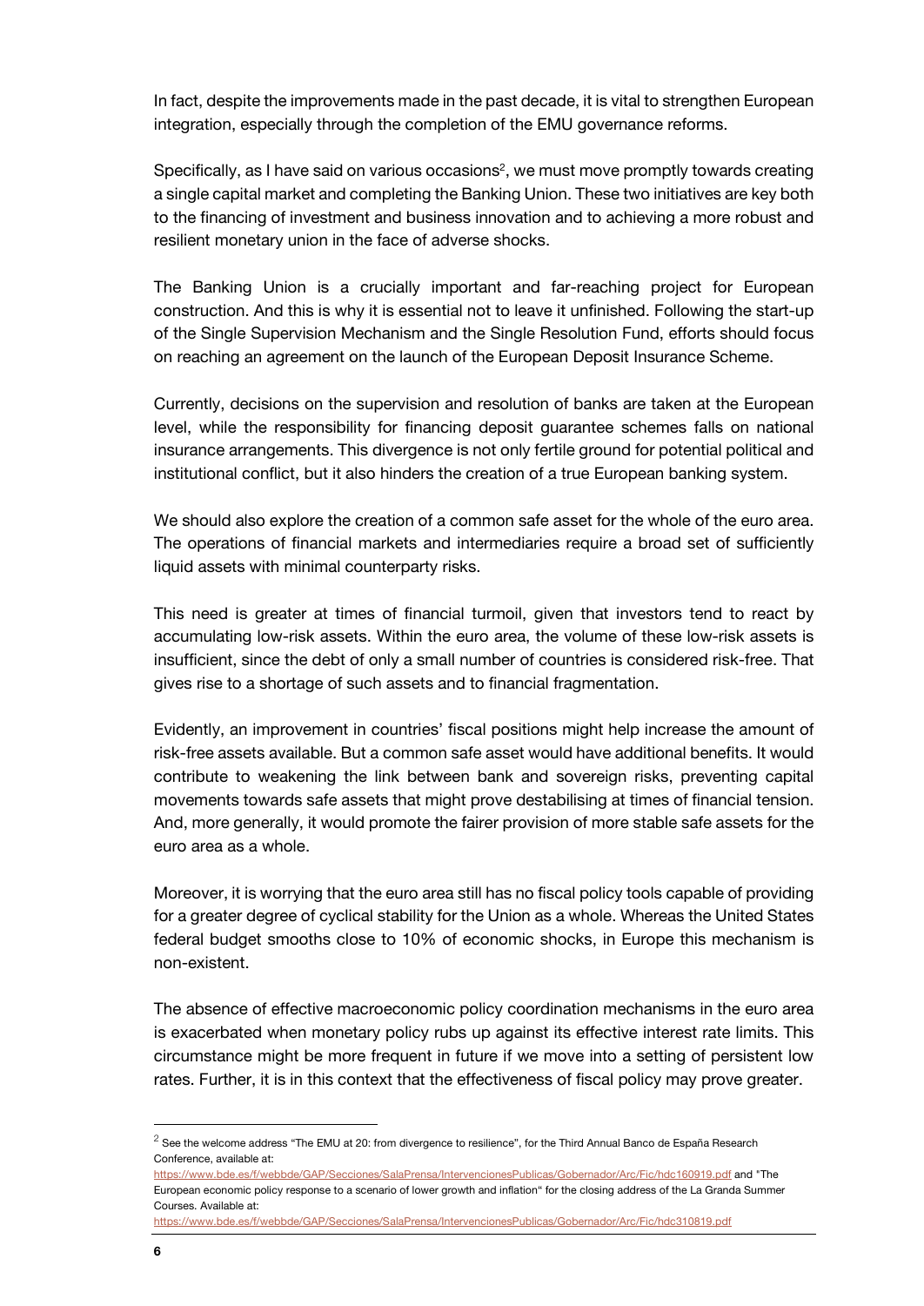In fact, despite the improvements made in the past decade, it is vital to strengthen European integration, especially through the completion of the EMU governance reforms.

Specifically, as I have said on various occasions[2], we must move promptly towards creating a single capital market and completing the Banking Union. These two initiatives are key both to the financing of investment and business innovation and to achieving a more robust and resilient monetary union in the face of adverse shocks.

The Banking Union is a crucially important and far-reaching project for European construction. And this is why it is essential not to leave it unfinished. Following the start-up of the Single Supervision Mechanism and the Single Resolution Fund, efforts should focus on reaching an agreement on the launch of the European Deposit Insurance Scheme.

Currently, decisions on the supervision and resolution of banks are taken at the European level, while the responsibility for financing deposit guarantee schemes falls on national insurance arrangements. This divergence is not only fertile ground for potential political and institutional conflict, but it also hinders the creation of a true European banking system.

We should also explore the creation of a common safe asset for the whole of the euro area. The operations of financial markets and intermediaries require a broad set of sufficiently liquid assets with minimal counterparty risks.

This need is greater at times of financial turmoil, given that investors tend to react by accumulating low-risk assets. Within the euro area, the volume of these low-risk assets is insufficient, since the debt of only a small number of countries is considered risk-free. That gives rise to a shortage of such assets and to financial fragmentation.

Evidently, an improvement in countries' fiscal positions might help increase the amount of risk-free assets available. But a common safe asset would have additional benefits. It would contribute to weakening the link between bank and sovereign risks, preventing capital movements towards safe assets that might prove destabilising at times of financial tension. And, more generally, it would promote the fairer provision of more stable safe assets for the euro area as a whole.

Moreover, it is worrying that the euro area still has no fiscal policy tools capable of providing for a greater degree of cyclical stability for the Union as a whole. Whereas the United States federal budget smooths close to 10% of economic shocks, in Europe this mechanism is non-existent.

The absence of effective macroeconomic policy coordination mechanisms in the euro area is exacerbated when monetary policy rubs up against its effective interest rate limits. This circumstance might be more frequent in future if we move into a setting of persistent low rates. Further, it is in this context that the effectiveness of fiscal policy may prove greater.

---

[2] See the welcome address "The EMU at 20: from divergence to resilience", for the Third Annual Banco de España Research Conference, available at: https://www.bde.es/f/webbde/GAP/Secciones/SalaPrensa/IntervencionesPublicas/Gobernador/Arc/Fic/hdc160919.pdf and "The European economic policy response to a scenario of lower growth and inflation" for the closing address of the La Granda Summer Courses. Available at: https://www.bde.es/f/webbde/GAP/Secciones/SalaPrensa/IntervencionesPublicas/Gobernador/Arc/Fic/hdc310819.pdf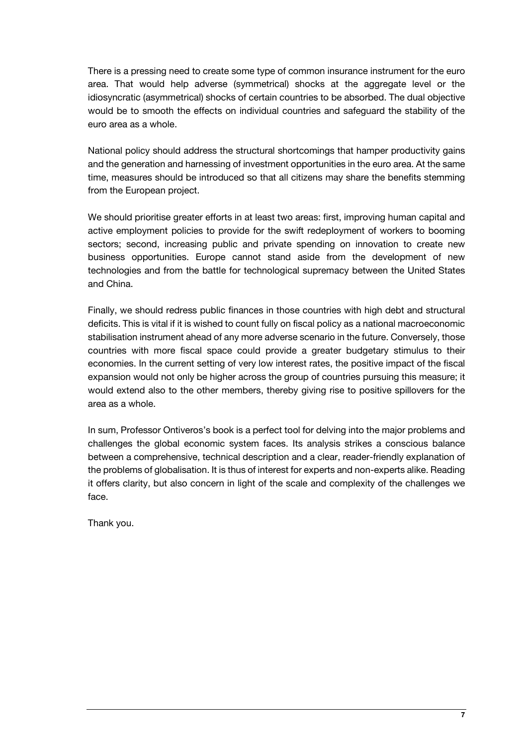There is a pressing need to create some type of common insurance instrument for the euro area. That would help adverse (symmetrical) shocks at the aggregate level or the idiosyncratic (asymmetrical) shocks of certain countries to be absorbed. The dual objective would be to smooth the effects on individual countries and safeguard the stability of the euro area as a whole.

National policy should address the structural shortcomings that hamper productivity gains and the generation and harnessing of investment opportunities in the euro area. At the same time, measures should be introduced so that all citizens may share the benefits stemming from the European project.

We should prioritise greater efforts in at least two areas: first, improving human capital and active employment policies to provide for the swift redeployment of workers to booming sectors; second, increasing public and private spending on innovation to create new business opportunities. Europe cannot stand aside from the development of new technologies and from the battle for technological supremacy between the United States and China.

Finally, we should redress public finances in those countries with high debt and structural deficits. This is vital if it is wished to count fully on fiscal policy as a national macroeconomic stabilisation instrument ahead of any more adverse scenario in the future. Conversely, those countries with more fiscal space could provide a greater budgetary stimulus to their economies. In the current setting of very low interest rates, the positive impact of the fiscal expansion would not only be higher across the group of countries pursuing this measure; it would extend also to the other members, thereby giving rise to positive spillovers for the area as a whole.

In sum, Professor Ontiveros's book is a perfect tool for delving into the major problems and challenges the global economic system faces. Its analysis strikes a conscious balance between a comprehensive, technical description and a clear, reader-friendly explanation of the problems of globalisation. It is thus of interest for experts and non-experts alike. Reading it offers clarity, but also concern in light of the scale and complexity of the challenges we face.

Thank you.